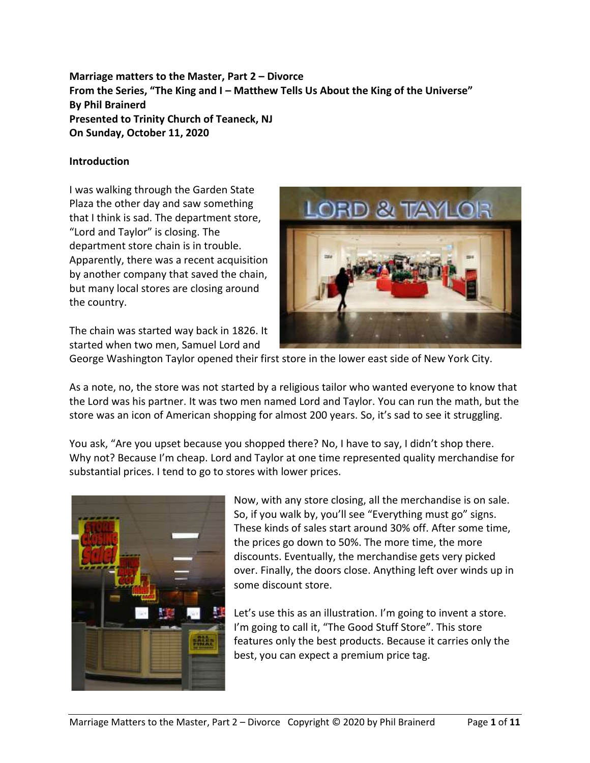**Marriage matters to the Master, Part 2 – Divorce**
**From the Series, "The King and I – Matthew Tells Us About the King of the Universe"**
**By Phil Brainerd**
**Presented to Trinity Church of Teaneck, NJ**
**On Sunday, October 11, 2020**

## Introduction

I was walking through the Garden State Plaza the other day and saw something that I think is sad. The department store, "Lord and Taylor" is closing. The department store chain is in trouble. Apparently, there was a recent acquisition by another company that saved the chain, but many local stores are closing around the country.

The chain was started way back in 1826. It started when two men, Samuel Lord and George Washington Taylor opened their first store in the lower east side of New York City.

As a note, no, the store was not started by a religious tailor who wanted everyone to know that the Lord was his partner. It was two men named Lord and Taylor. You can run the math, but the store was an icon of American shopping for almost 200 years. So, it's sad to see it struggling.

You ask, "Are you upset because you shopped there? No, I have to say, I didn't shop there. Why not? Because I'm cheap. Lord and Taylor at one time represented quality merchandise for substantial prices. I tend to go to stores with lower prices.

Now, with any store closing, all the merchandise is on sale. So, if you walk by, you'll see "Everything must go" signs. These kinds of sales start around 30% off. After some time, the prices go down to 50%. The more time, the more discounts. Eventually, the merchandise gets very picked over. Finally, the doors close. Anything left over winds up in some discount store.

Let's use this as an illustration. I'm going to invent a store. I'm going to call it, "The Good Stuff Store". This store features only the best products. Because it carries only the best, you can expect a premium price tag.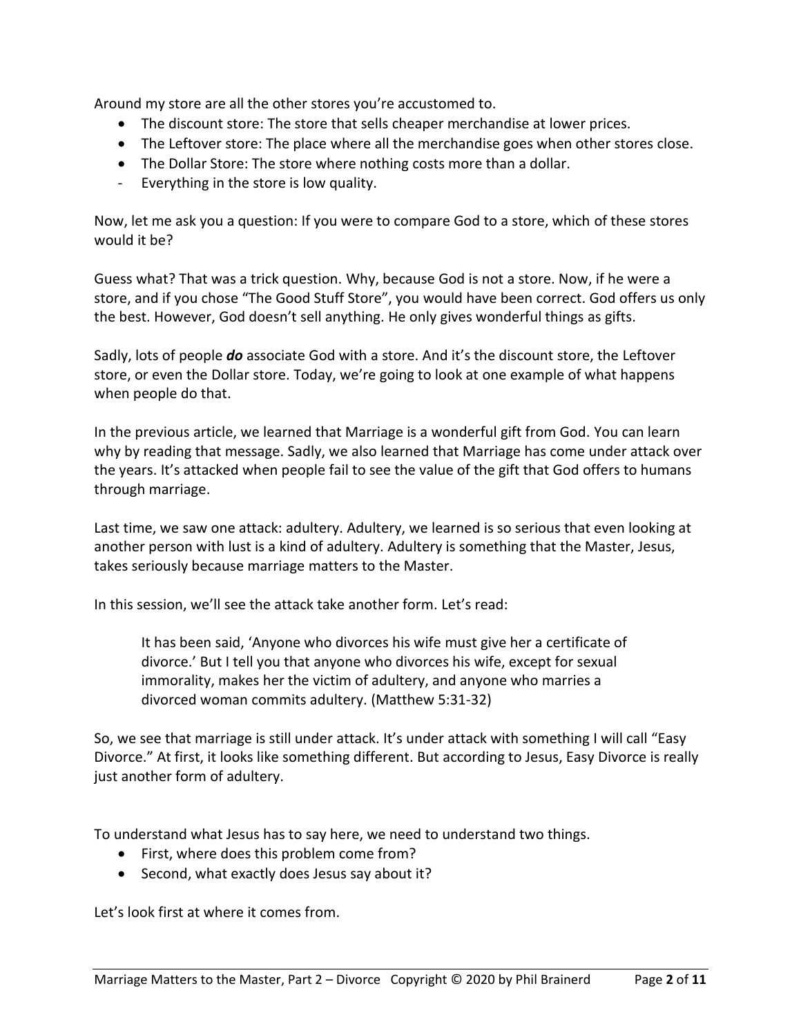Around my store are all the other stores you're accustomed to.

- The discount store: The store that sells cheaper merchandise at lower prices.
- The Leftover store: The place where all the merchandise goes when other stores close.
- The Dollar Store: The store where nothing costs more than a dollar.

- Everything in the store is low quality.

Now, let me ask you a question: If you were to compare God to a store, which of these stores would it be?

Guess what? That was a trick question. Why, because God is not a store. Now, if he were a store, and if you chose "The Good Stuff Store", you would have been correct. God offers us only the best. However, God doesn't sell anything. He only gives wonderful things as gifts.

Sadly, lots of people ***do*** associate God with a store. And it's the discount store, the Leftover store, or even the Dollar store. Today, we're going to look at one example of what happens when people do that.

In the previous article, we learned that Marriage is a wonderful gift from God. You can learn why by reading that message. Sadly, we also learned that Marriage has come under attack over the years. It's attacked when people fail to see the value of the gift that God offers to humans through marriage.

Last time, we saw one attack: adultery. Adultery, we learned is so serious that even looking at another person with lust is a kind of adultery. Adultery is something that the Master, Jesus, takes seriously because marriage matters to the Master.

In this session, we'll see the attack take another form. Let's read:

> It has been said, 'Anyone who divorces his wife must give her a certificate of divorce.' But I tell you that anyone who divorces his wife, except for sexual immorality, makes her the victim of adultery, and anyone who marries a divorced woman commits adultery. (Matthew 5:31-32)

So, we see that marriage is still under attack. It's under attack with something I will call "Easy Divorce." At first, it looks like something different. But according to Jesus, Easy Divorce is really just another form of adultery.

To understand what Jesus has to say here, we need to understand two things.

- First, where does this problem come from?
- Second, what exactly does Jesus say about it?

Let's look first at where it comes from.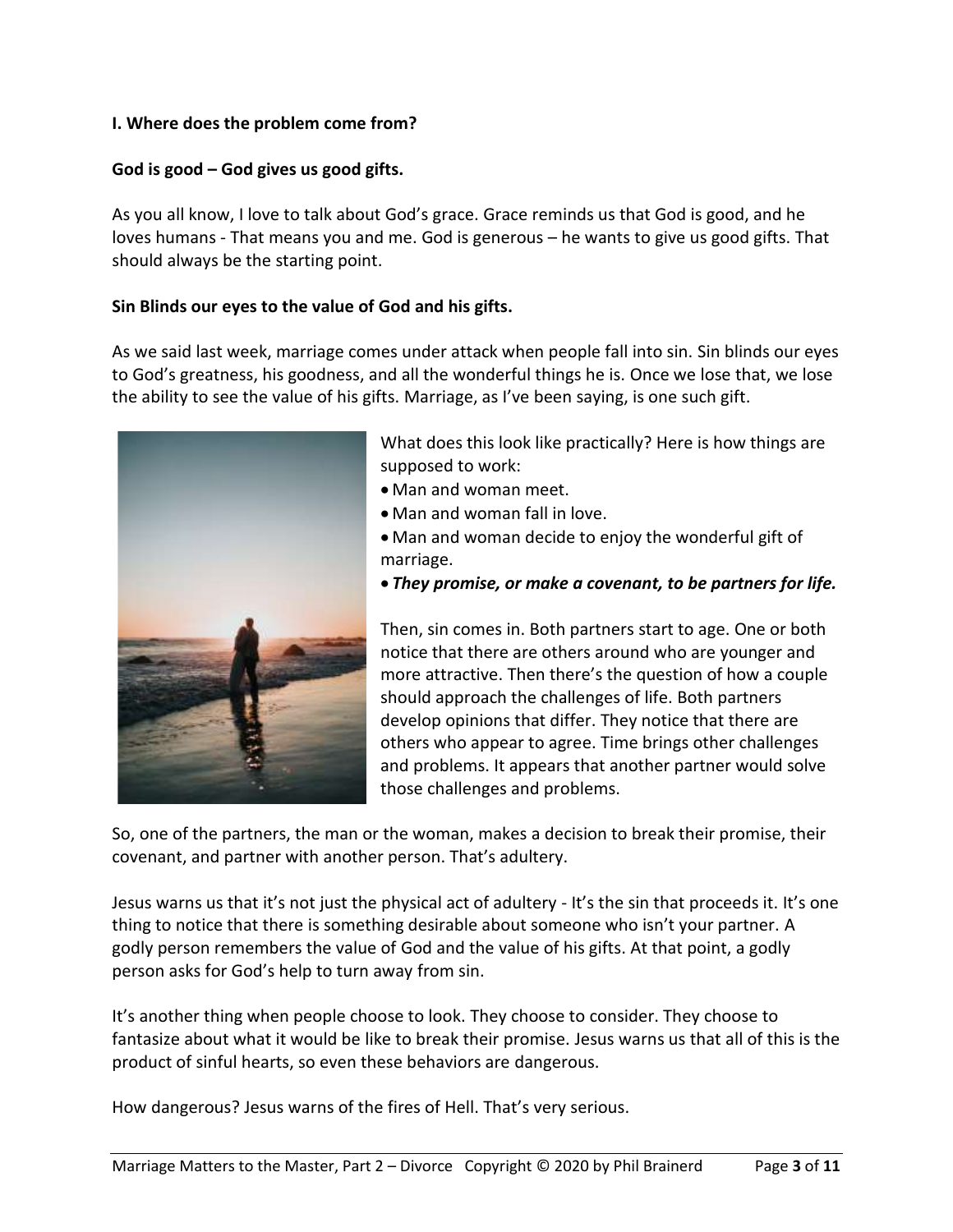**I. Where does the problem come from?**

**God is good – God gives us good gifts.**

As you all know, I love to talk about God's grace. Grace reminds us that God is good, and he loves humans - That means you and me. God is generous – he wants to give us good gifts. That should always be the starting point.

**Sin Blinds our eyes to the value of God and his gifts.**

As we said last week, marriage comes under attack when people fall into sin. Sin blinds our eyes to God's greatness, his goodness, and all the wonderful things he is. Once we lose that, we lose the ability to see the value of his gifts. Marriage, as I've been saying, is one such gift.

What does this look like practically? Here is how things are supposed to work:

- Man and woman meet.
- Man and woman fall in love.
- Man and woman decide to enjoy the wonderful gift of marriage.
- ***They promise, or make a covenant, to be partners for life.***

Then, sin comes in. Both partners start to age. One or both notice that there are others around who are younger and more attractive. Then there's the question of how a couple should approach the challenges of life. Both partners develop opinions that differ. They notice that there are others who appear to agree. Time brings other challenges and problems. It appears that another partner would solve those challenges and problems.

So, one of the partners, the man or the woman, makes a decision to break their promise, their covenant, and partner with another person. That's adultery.

Jesus warns us that it's not just the physical act of adultery - It's the sin that proceeds it. It's one thing to notice that there is something desirable about someone who isn't your partner. A godly person remembers the value of God and the value of his gifts. At that point, a godly person asks for God's help to turn away from sin.

It's another thing when people choose to look. They choose to consider. They choose to fantasize about what it would be like to break their promise. Jesus warns us that all of this is the product of sinful hearts, so even these behaviors are dangerous.

How dangerous? Jesus warns of the fires of Hell. That's very serious.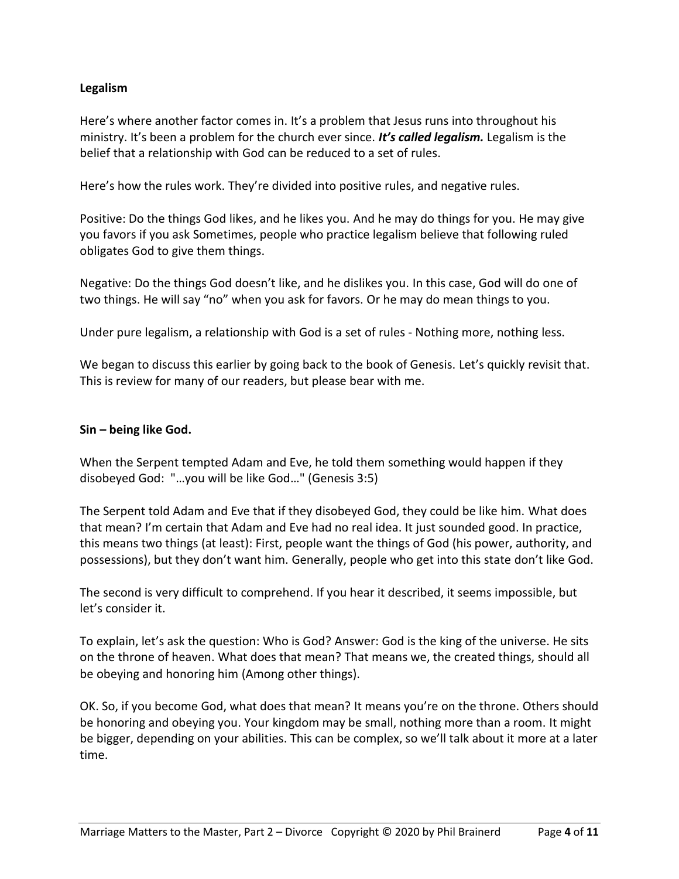**Legalism**

Here's where another factor comes in. It's a problem that Jesus runs into throughout his ministry. It's been a problem for the church ever since. ***It's called legalism.*** Legalism is the belief that a relationship with God can be reduced to a set of rules.

Here's how the rules work. They're divided into positive rules, and negative rules.

Positive: Do the things God likes, and he likes you. And he may do things for you. He may give you favors if you ask Sometimes, people who practice legalism believe that following ruled obligates God to give them things.

Negative: Do the things God doesn't like, and he dislikes you. In this case, God will do one of two things. He will say "no" when you ask for favors. Or he may do mean things to you.

Under pure legalism, a relationship with God is a set of rules - Nothing more, nothing less.

We began to discuss this earlier by going back to the book of Genesis. Let's quickly revisit that. This is review for many of our readers, but please bear with me.

**Sin – being like God.**

When the Serpent tempted Adam and Eve, he told them something would happen if they disobeyed God: "…you will be like God…" (Genesis 3:5)

The Serpent told Adam and Eve that if they disobeyed God, they could be like him. What does that mean? I'm certain that Adam and Eve had no real idea. It just sounded good. In practice, this means two things (at least): First, people want the things of God (his power, authority, and possessions), but they don't want him. Generally, people who get into this state don't like God.

The second is very difficult to comprehend. If you hear it described, it seems impossible, but let's consider it.

To explain, let's ask the question: Who is God? Answer: God is the king of the universe. He sits on the throne of heaven. What does that mean? That means we, the created things, should all be obeying and honoring him (Among other things).

OK. So, if you become God, what does that mean? It means you're on the throne. Others should be honoring and obeying you. Your kingdom may be small, nothing more than a room. It might be bigger, depending on your abilities. This can be complex, so we'll talk about it more at a later time.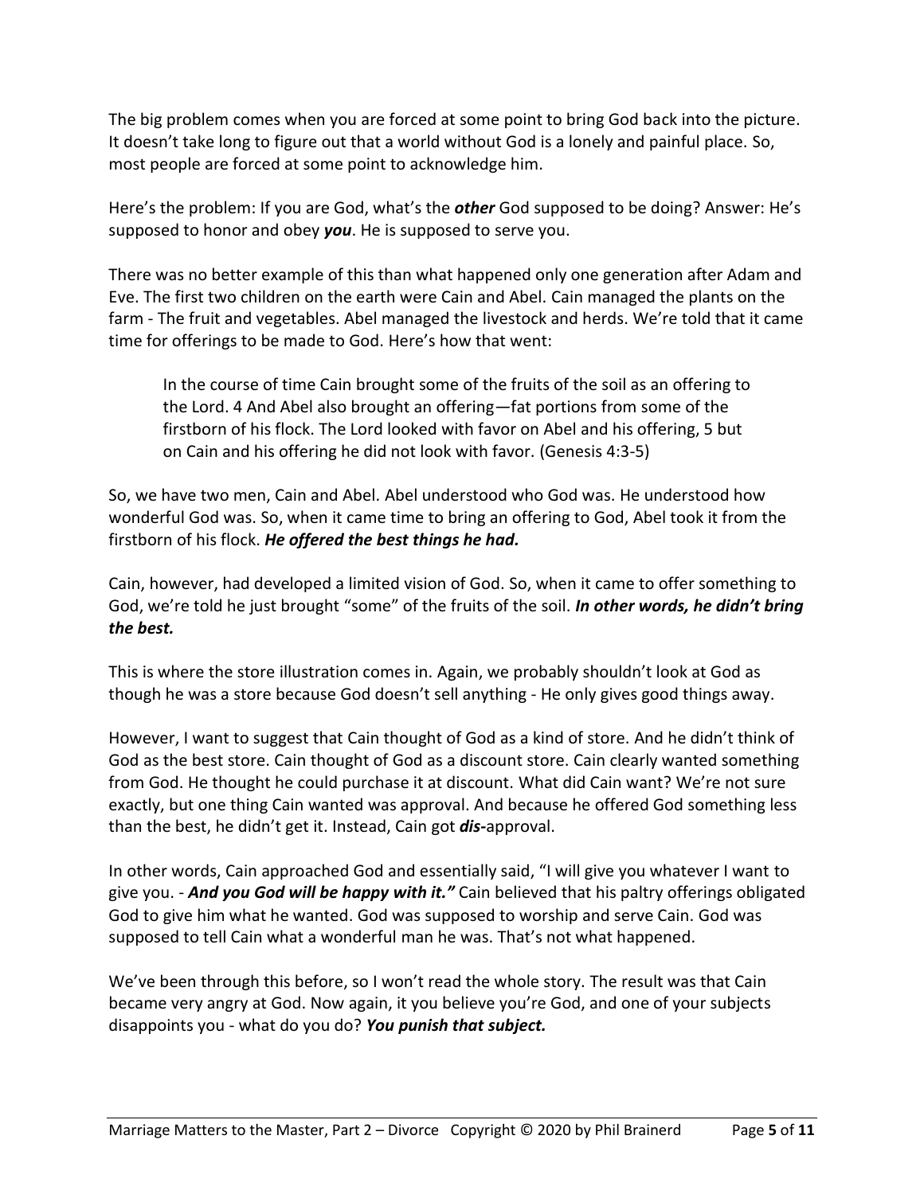The big problem comes when you are forced at some point to bring God back into the picture. It doesn't take long to figure out that a world without God is a lonely and painful place. So, most people are forced at some point to acknowledge him.

Here's the problem: If you are God, what's the ***other*** God supposed to be doing? Answer: He's supposed to honor and obey ***you***. He is supposed to serve you.

There was no better example of this than what happened only one generation after Adam and Eve. The first two children on the earth were Cain and Abel. Cain managed the plants on the farm - The fruit and vegetables. Abel managed the livestock and herds. We're told that it came time for offerings to be made to God. Here's how that went:

> In the course of time Cain brought some of the fruits of the soil as an offering to the Lord. 4 And Abel also brought an offering—fat portions from some of the firstborn of his flock. The Lord looked with favor on Abel and his offering, 5 but on Cain and his offering he did not look with favor. (Genesis 4:3-5)

So, we have two men, Cain and Abel. Abel understood who God was. He understood how wonderful God was. So, when it came time to bring an offering to God, Abel took it from the firstborn of his flock. ***He offered the best things he had.***

Cain, however, had developed a limited vision of God. So, when it came to offer something to God, we're told he just brought "some" of the fruits of the soil. ***In other words, he didn't bring the best.***

This is where the store illustration comes in. Again, we probably shouldn't look at God as though he was a store because God doesn't sell anything - He only gives good things away.

However, I want to suggest that Cain thought of God as a kind of store. And he didn't think of God as the best store. Cain thought of God as a discount store. Cain clearly wanted something from God. He thought he could purchase it at discount. What did Cain want? We're not sure exactly, but one thing Cain wanted was approval. And because he offered God something less than the best, he didn't get it. Instead, Cain got ***dis-***approval.

In other words, Cain approached God and essentially said, "I will give you whatever I want to give you. - ***And you God will be happy with it."*** Cain believed that his paltry offerings obligated God to give him what he wanted. God was supposed to worship and serve Cain. God was supposed to tell Cain what a wonderful man he was. That's not what happened.

We've been through this before, so I won't read the whole story. The result was that Cain became very angry at God. Now again, it you believe you're God, and one of your subjects disappoints you - what do you do? ***You punish that subject.***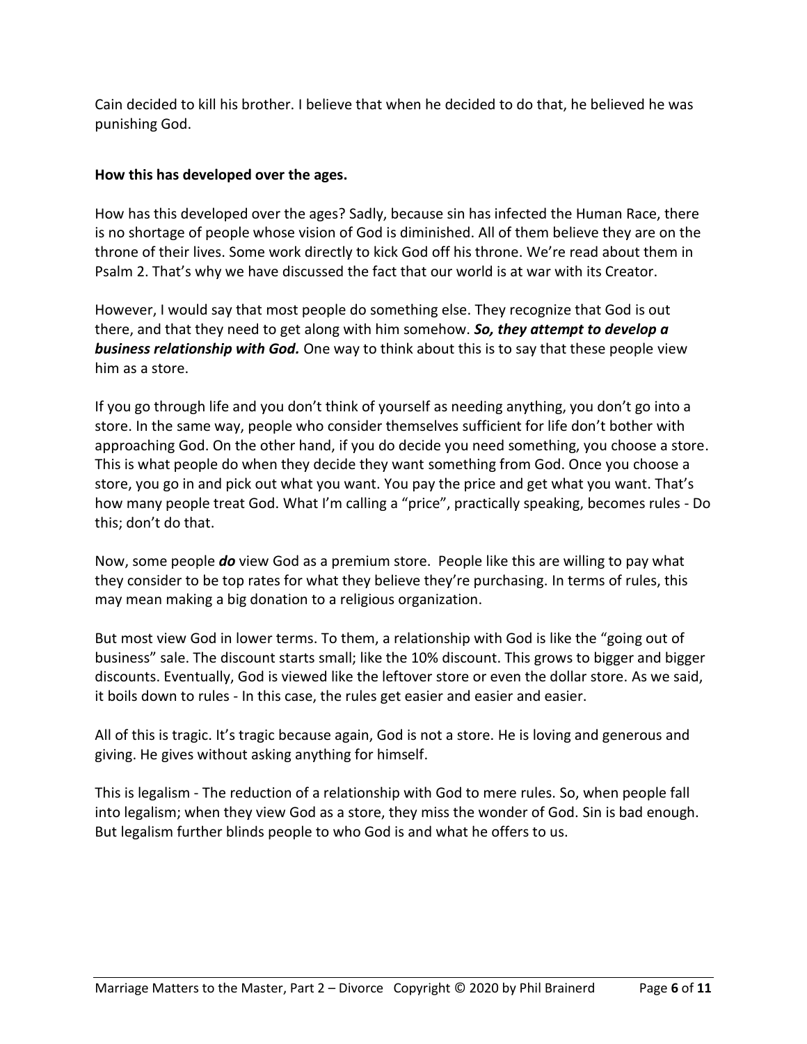Cain decided to kill his brother. I believe that when he decided to do that, he believed he was punishing God.

**How this has developed over the ages.**

How has this developed over the ages? Sadly, because sin has infected the Human Race, there is no shortage of people whose vision of God is diminished. All of them believe they are on the throne of their lives. Some work directly to kick God off his throne. We're read about them in Psalm 2. That's why we have discussed the fact that our world is at war with its Creator.

However, I would say that most people do something else. They recognize that God is out there, and that they need to get along with him somehow. ***So, they attempt to develop a business relationship with God.*** One way to think about this is to say that these people view him as a store.

If you go through life and you don't think of yourself as needing anything, you don't go into a store. In the same way, people who consider themselves sufficient for life don't bother with approaching God. On the other hand, if you do decide you need something, you choose a store. This is what people do when they decide they want something from God. Once you choose a store, you go in and pick out what you want. You pay the price and get what you want. That's how many people treat God. What I'm calling a "price", practically speaking, becomes rules - Do this; don't do that.

Now, some people ***do*** view God as a premium store. People like this are willing to pay what they consider to be top rates for what they believe they're purchasing. In terms of rules, this may mean making a big donation to a religious organization.

But most view God in lower terms. To them, a relationship with God is like the "going out of business" sale. The discount starts small; like the 10% discount. This grows to bigger and bigger discounts. Eventually, God is viewed like the leftover store or even the dollar store. As we said, it boils down to rules - In this case, the rules get easier and easier and easier.

All of this is tragic. It's tragic because again, God is not a store. He is loving and generous and giving. He gives without asking anything for himself.

This is legalism - The reduction of a relationship with God to mere rules. So, when people fall into legalism; when they view God as a store, they miss the wonder of God. Sin is bad enough. But legalism further blinds people to who God is and what he offers to us.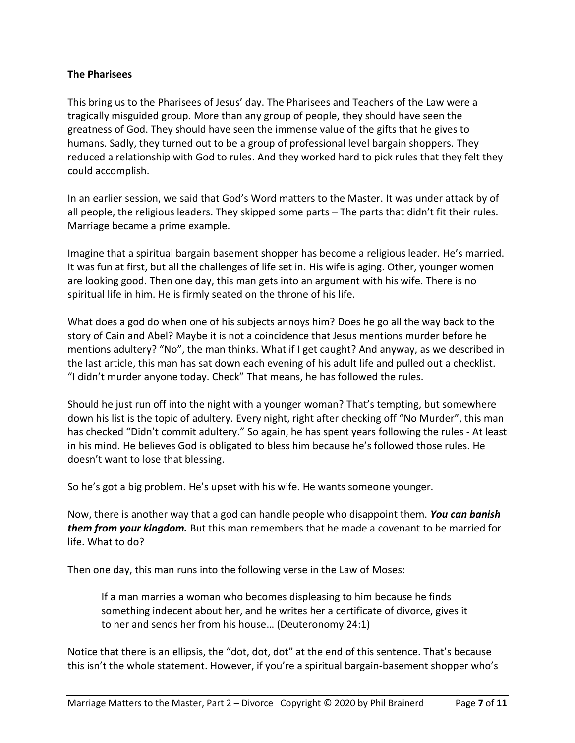**The Pharisees**

This bring us to the Pharisees of Jesus' day. The Pharisees and Teachers of the Law were a tragically misguided group. More than any group of people, they should have seen the greatness of God. They should have seen the immense value of the gifts that he gives to humans. Sadly, they turned out to be a group of professional level bargain shoppers. They reduced a relationship with God to rules. And they worked hard to pick rules that they felt they could accomplish.

In an earlier session, we said that God's Word matters to the Master. It was under attack by of all people, the religious leaders. They skipped some parts – The parts that didn't fit their rules. Marriage became a prime example.

Imagine that a spiritual bargain basement shopper has become a religious leader. He's married. It was fun at first, but all the challenges of life set in. His wife is aging. Other, younger women are looking good. Then one day, this man gets into an argument with his wife. There is no spiritual life in him. He is firmly seated on the throne of his life.

What does a god do when one of his subjects annoys him? Does he go all the way back to the story of Cain and Abel? Maybe it is not a coincidence that Jesus mentions murder before he mentions adultery? "No", the man thinks. What if I get caught? And anyway, as we described in the last article, this man has sat down each evening of his adult life and pulled out a checklist. "I didn't murder anyone today. Check" That means, he has followed the rules.

Should he just run off into the night with a younger woman? That's tempting, but somewhere down his list is the topic of adultery. Every night, right after checking off "No Murder", this man has checked "Didn't commit adultery." So again, he has spent years following the rules - At least in his mind. He believes God is obligated to bless him because he's followed those rules. He doesn't want to lose that blessing.

So he's got a big problem. He's upset with his wife. He wants someone younger.

Now, there is another way that a god can handle people who disappoint them. ***You can banish them from your kingdom.*** But this man remembers that he made a covenant to be married for life. What to do?

Then one day, this man runs into the following verse in the Law of Moses:

> If a man marries a woman who becomes displeasing to him because he finds something indecent about her, and he writes her a certificate of divorce, gives it to her and sends her from his house… (Deuteronomy 24:1)

Notice that there is an ellipsis, the "dot, dot, dot" at the end of this sentence. That's because this isn't the whole statement. However, if you're a spiritual bargain-basement shopper who's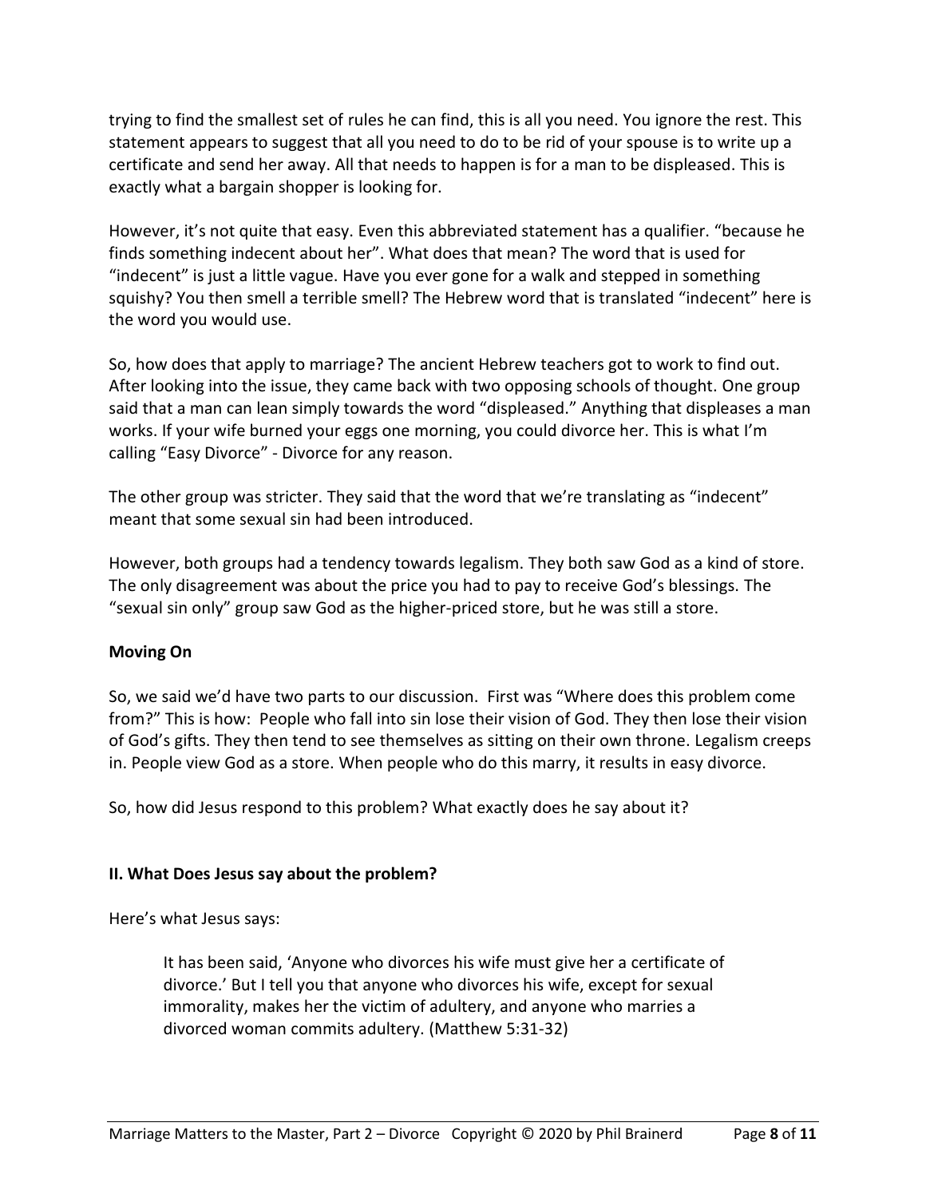trying to find the smallest set of rules he can find, this is all you need. You ignore the rest. This statement appears to suggest that all you need to do to be rid of your spouse is to write up a certificate and send her away. All that needs to happen is for a man to be displeased. This is exactly what a bargain shopper is looking for.

However, it's not quite that easy. Even this abbreviated statement has a qualifier. "because he finds something indecent about her". What does that mean? The word that is used for "indecent" is just a little vague. Have you ever gone for a walk and stepped in something squishy? You then smell a terrible smell? The Hebrew word that is translated "indecent" here is the word you would use.

So, how does that apply to marriage? The ancient Hebrew teachers got to work to find out. After looking into the issue, they came back with two opposing schools of thought. One group said that a man can lean simply towards the word "displeased." Anything that displeases a man works. If your wife burned your eggs one morning, you could divorce her. This is what I'm calling "Easy Divorce" - Divorce for any reason.

The other group was stricter. They said that the word that we're translating as "indecent" meant that some sexual sin had been introduced.

However, both groups had a tendency towards legalism. They both saw God as a kind of store. The only disagreement was about the price you had to pay to receive God's blessings. The "sexual sin only" group saw God as the higher-priced store, but he was still a store.

**Moving On**

So, we said we'd have two parts to our discussion. First was "Where does this problem come from?" This is how: People who fall into sin lose their vision of God. They then lose their vision of God's gifts. They then tend to see themselves as sitting on their own throne. Legalism creeps in. People view God as a store. When people who do this marry, it results in easy divorce.

So, how did Jesus respond to this problem? What exactly does he say about it?

**II. What Does Jesus say about the problem?**

Here's what Jesus says:

> It has been said, 'Anyone who divorces his wife must give her a certificate of divorce.' But I tell you that anyone who divorces his wife, except for sexual immorality, makes her the victim of adultery, and anyone who marries a divorced woman commits adultery. (Matthew 5:31-32)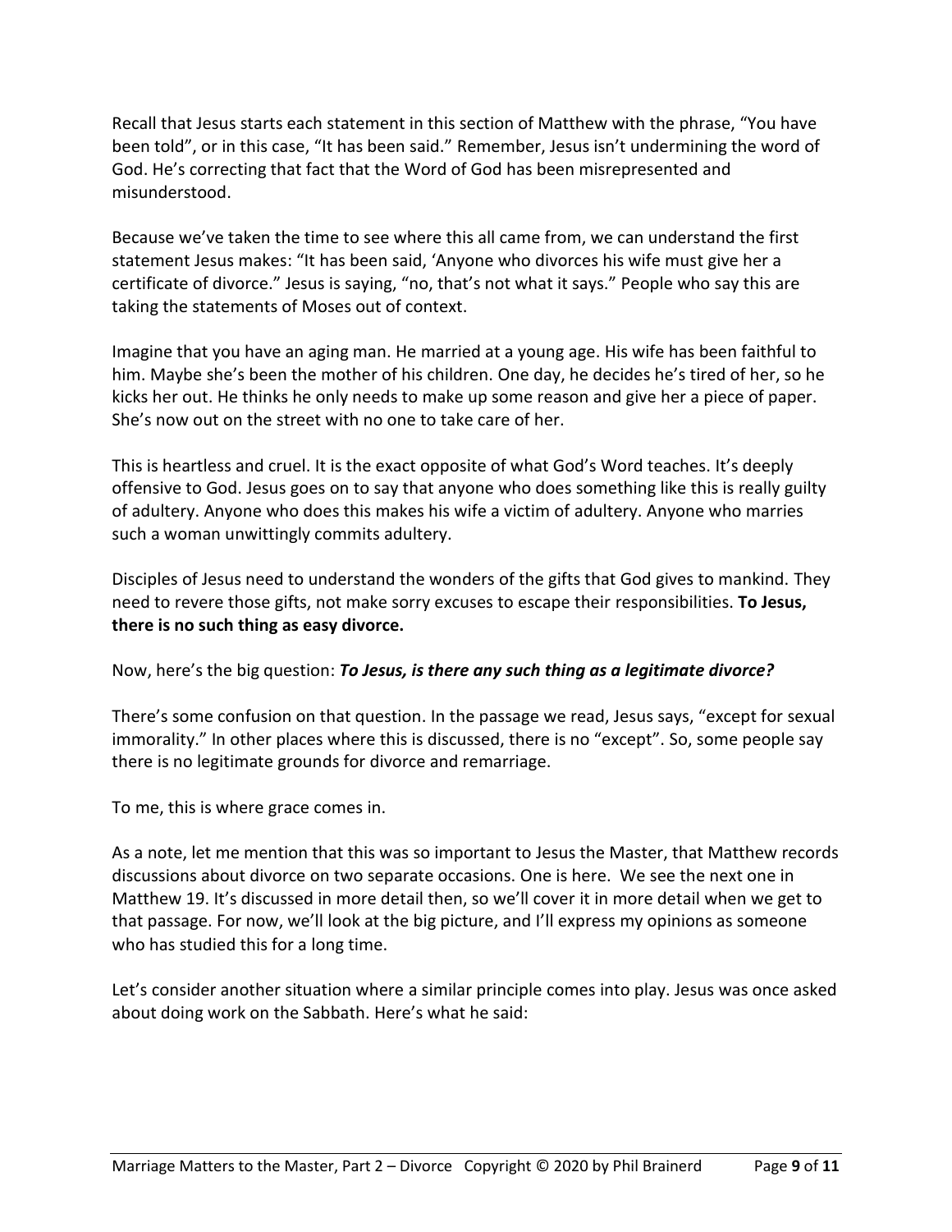Recall that Jesus starts each statement in this section of Matthew with the phrase, "You have been told", or in this case, "It has been said." Remember, Jesus isn't undermining the word of God. He's correcting that fact that the Word of God has been misrepresented and misunderstood.

Because we've taken the time to see where this all came from, we can understand the first statement Jesus makes: "It has been said, 'Anyone who divorces his wife must give her a certificate of divorce." Jesus is saying, "no, that's not what it says." People who say this are taking the statements of Moses out of context.

Imagine that you have an aging man. He married at a young age. His wife has been faithful to him. Maybe she's been the mother of his children. One day, he decides he's tired of her, so he kicks her out. He thinks he only needs to make up some reason and give her a piece of paper. She's now out on the street with no one to take care of her.

This is heartless and cruel. It is the exact opposite of what God's Word teaches. It's deeply offensive to God. Jesus goes on to say that anyone who does something like this is really guilty of adultery. Anyone who does this makes his wife a victim of adultery. Anyone who marries such a woman unwittingly commits adultery.

Disciples of Jesus need to understand the wonders of the gifts that God gives to mankind. They need to revere those gifts, not make sorry excuses to escape their responsibilities. **To Jesus, there is no such thing as easy divorce.**

Now, here's the big question: ***To Jesus, is there any such thing as a legitimate divorce?***

There's some confusion on that question. In the passage we read, Jesus says, "except for sexual immorality." In other places where this is discussed, there is no "except". So, some people say there is no legitimate grounds for divorce and remarriage.

To me, this is where grace comes in.

As a note, let me mention that this was so important to Jesus the Master, that Matthew records discussions about divorce on two separate occasions. One is here. We see the next one in Matthew 19. It's discussed in more detail then, so we'll cover it in more detail when we get to that passage. For now, we'll look at the big picture, and I'll express my opinions as someone who has studied this for a long time.

Let's consider another situation where a similar principle comes into play. Jesus was once asked about doing work on the Sabbath. Here's what he said: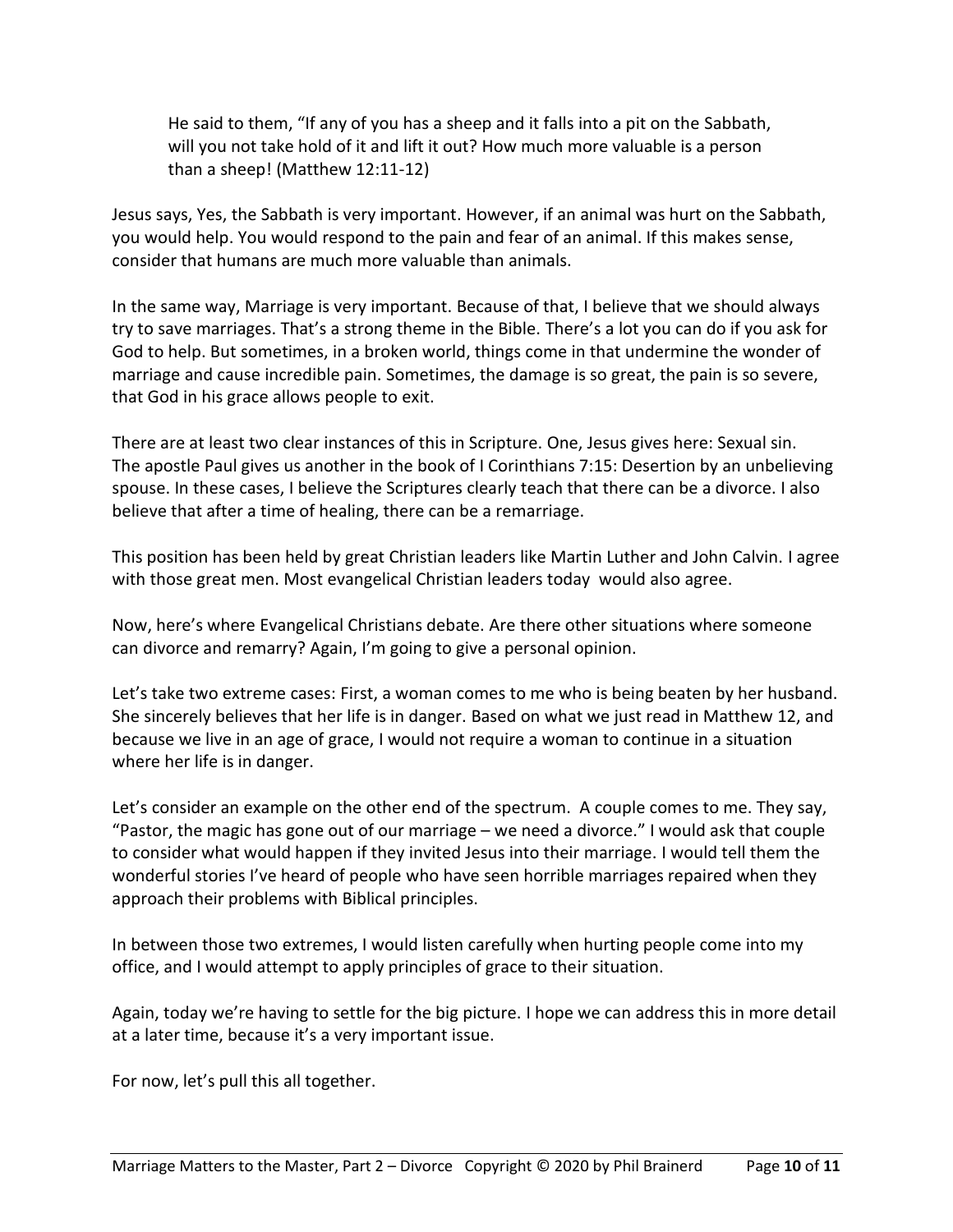> He said to them, "If any of you has a sheep and it falls into a pit on the Sabbath, will you not take hold of it and lift it out? How much more valuable is a person than a sheep! (Matthew 12:11-12)

Jesus says, Yes, the Sabbath is very important. However, if an animal was hurt on the Sabbath, you would help. You would respond to the pain and fear of an animal. If this makes sense, consider that humans are much more valuable than animals.

In the same way, Marriage is very important. Because of that, I believe that we should always try to save marriages. That's a strong theme in the Bible. There's a lot you can do if you ask for God to help. But sometimes, in a broken world, things come in that undermine the wonder of marriage and cause incredible pain. Sometimes, the damage is so great, the pain is so severe, that God in his grace allows people to exit.

There are at least two clear instances of this in Scripture. One, Jesus gives here: Sexual sin. The apostle Paul gives us another in the book of I Corinthians 7:15: Desertion by an unbelieving spouse. In these cases, I believe the Scriptures clearly teach that there can be a divorce. I also believe that after a time of healing, there can be a remarriage.

This position has been held by great Christian leaders like Martin Luther and John Calvin. I agree with those great men. Most evangelical Christian leaders today would also agree.

Now, here's where Evangelical Christians debate. Are there other situations where someone can divorce and remarry? Again, I'm going to give a personal opinion.

Let's take two extreme cases: First, a woman comes to me who is being beaten by her husband. She sincerely believes that her life is in danger. Based on what we just read in Matthew 12, and because we live in an age of grace, I would not require a woman to continue in a situation where her life is in danger.

Let's consider an example on the other end of the spectrum. A couple comes to me. They say, "Pastor, the magic has gone out of our marriage – we need a divorce." I would ask that couple to consider what would happen if they invited Jesus into their marriage. I would tell them the wonderful stories I've heard of people who have seen horrible marriages repaired when they approach their problems with Biblical principles.

In between those two extremes, I would listen carefully when hurting people come into my office, and I would attempt to apply principles of grace to their situation.

Again, today we're having to settle for the big picture. I hope we can address this in more detail at a later time, because it's a very important issue.

For now, let's pull this all together.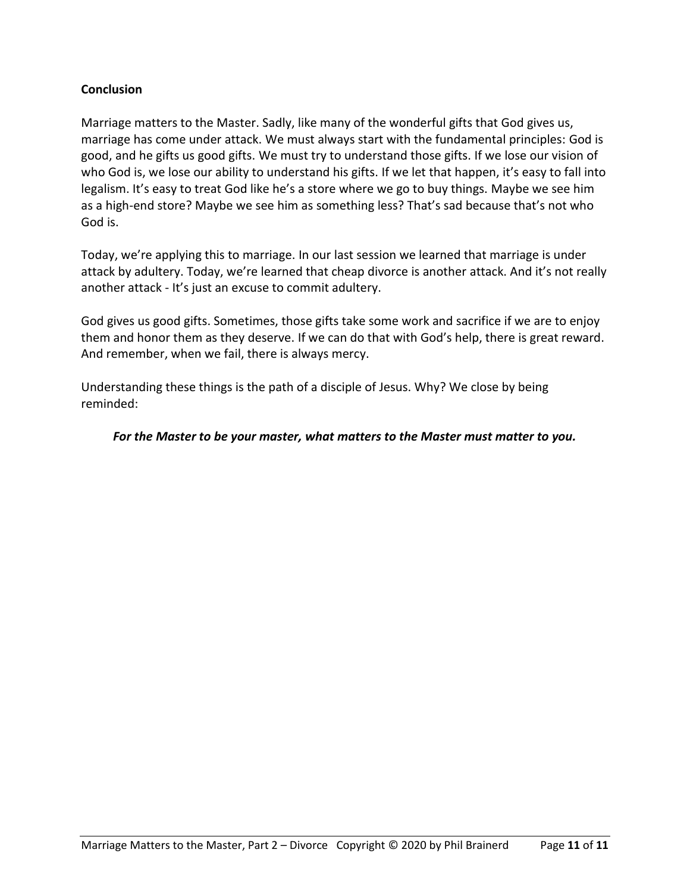**Conclusion**

Marriage matters to the Master. Sadly, like many of the wonderful gifts that God gives us, marriage has come under attack. We must always start with the fundamental principles: God is good, and he gifts us good gifts. We must try to understand those gifts. If we lose our vision of who God is, we lose our ability to understand his gifts. If we let that happen, it's easy to fall into legalism. It's easy to treat God like he's a store where we go to buy things. Maybe we see him as a high-end store? Maybe we see him as something less? That's sad because that's not who God is.

Today, we're applying this to marriage. In our last session we learned that marriage is under attack by adultery. Today, we're learned that cheap divorce is another attack. And it's not really another attack - It's just an excuse to commit adultery.

God gives us good gifts. Sometimes, those gifts take some work and sacrifice if we are to enjoy them and honor them as they deserve. If we can do that with God's help, there is great reward. And remember, when we fail, there is always mercy.

Understanding these things is the path of a disciple of Jesus. Why? We close by being reminded:

> ***For the Master to be your master, what matters to the Master must matter to you.***